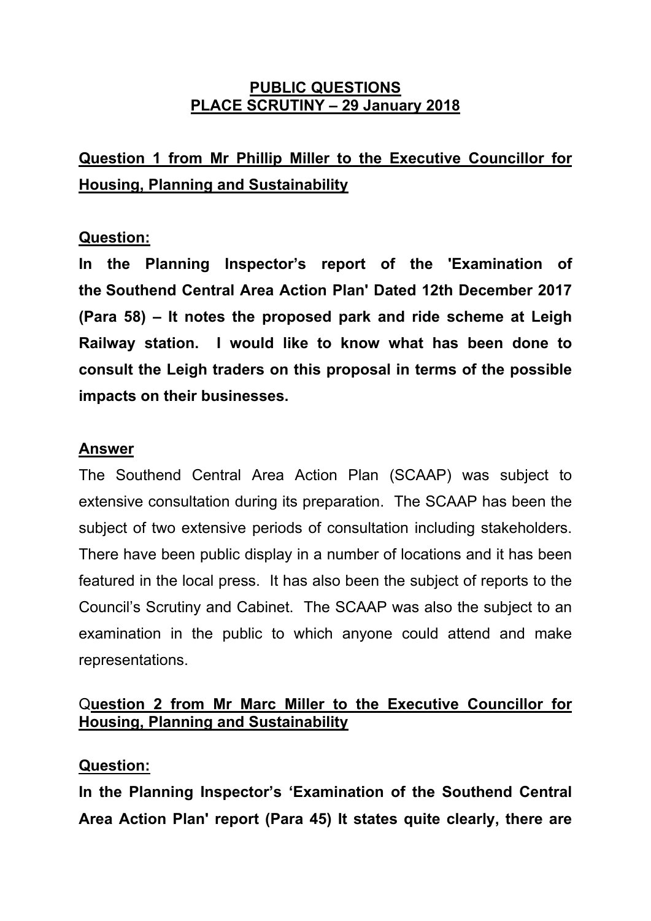**PUBLIC QUESTIONS**
**PLACE SCRUTINY – 29 January 2018**

## Question 1 from Mr Phillip Miller to the Executive Councillor for Housing, Planning and Sustainability

**Question:**

**In the Planning Inspector's report of the 'Examination of the Southend Central Area Action Plan' Dated 12th December 2017 (Para 58) – It notes the proposed park and ride scheme at Leigh Railway station. I would like to know what has been done to consult the Leigh traders on this proposal in terms of the possible impacts on their businesses.**

**Answer**

The Southend Central Area Action Plan (SCAAP) was subject to extensive consultation during its preparation. The SCAAP has been the subject of two extensive periods of consultation including stakeholders. There have been public display in a number of locations and it has been featured in the local press. It has also been the subject of reports to the Council's Scrutiny and Cabinet. The SCAAP was also the subject to an examination in the public to which anyone could attend and make representations.

## Question 2 from Mr Marc Miller to the Executive Councillor for Housing, Planning and Sustainability

**Question:**

**In the Planning Inspector's 'Examination of the Southend Central Area Action Plan' report (Para 45) It states quite clearly, there are**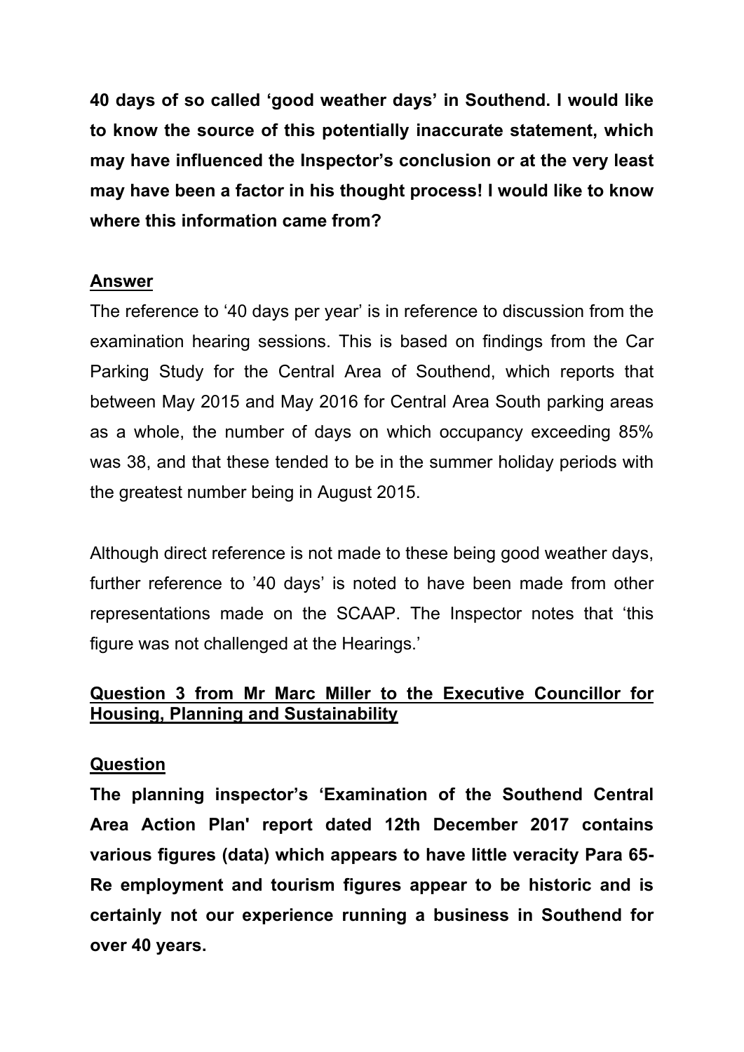**40 days of so called 'good weather days' in Southend. I would like to know the source of this potentially inaccurate statement, which may have influenced the Inspector's conclusion or at the very least may have been a factor in his thought process! I would like to know where this information came from?**

**Answer**

The reference to '40 days per year' is in reference to discussion from the examination hearing sessions. This is based on findings from the Car Parking Study for the Central Area of Southend, which reports that between May 2015 and May 2016 for Central Area South parking areas as a whole, the number of days on which occupancy exceeding 85% was 38, and that these tended to be in the summer holiday periods with the greatest number being in August 2015.

Although direct reference is not made to these being good weather days, further reference to '40 days' is noted to have been made from other representations made on the SCAAP. The Inspector notes that 'this figure was not challenged at the Hearings.'

**Question 3 from Mr Marc Miller to the Executive Councillor for Housing, Planning and Sustainability**

**Question**

**The planning inspector's 'Examination of the Southend Central Area Action Plan' report dated 12th December 2017 contains various figures (data) which appears to have little veracity Para 65- Re employment and tourism figures appear to be historic and is certainly not our experience running a business in Southend for over 40 years.**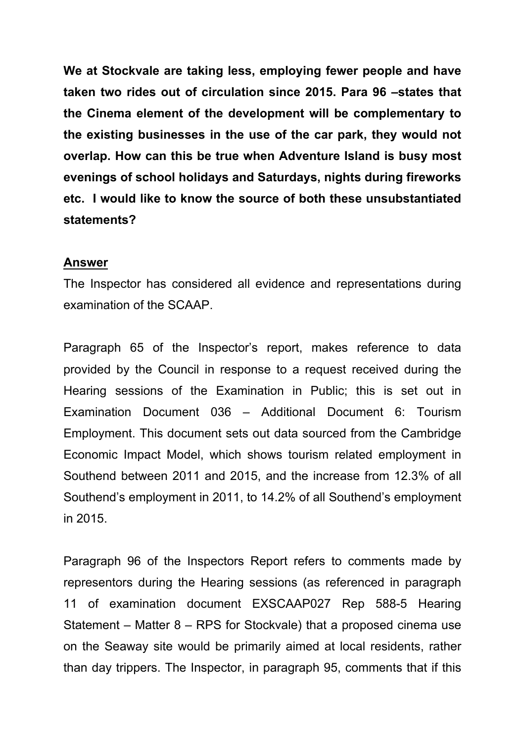**We at Stockvale are taking less, employing fewer people and have taken two rides out of circulation since 2015. Para 96 –states that the Cinema element of the development will be complementary to the existing businesses in the use of the car park, they would not overlap. How can this be true when Adventure Island is busy most evenings of school holidays and Saturdays, nights during fireworks etc. I would like to know the source of both these unsubstantiated statements?**

**Answer**

The Inspector has considered all evidence and representations during examination of the SCAAP.

Paragraph 65 of the Inspector's report, makes reference to data provided by the Council in response to a request received during the Hearing sessions of the Examination in Public; this is set out in Examination Document 036 – Additional Document 6: Tourism Employment. This document sets out data sourced from the Cambridge Economic Impact Model, which shows tourism related employment in Southend between 2011 and 2015, and the increase from 12.3% of all Southend's employment in 2011, to 14.2% of all Southend's employment in 2015.

Paragraph 96 of the Inspectors Report refers to comments made by representors during the Hearing sessions (as referenced in paragraph 11 of examination document EXSCAAP027 Rep 588-5 Hearing Statement – Matter 8 – RPS for Stockvale) that a proposed cinema use on the Seaway site would be primarily aimed at local residents, rather than day trippers. The Inspector, in paragraph 95, comments that if this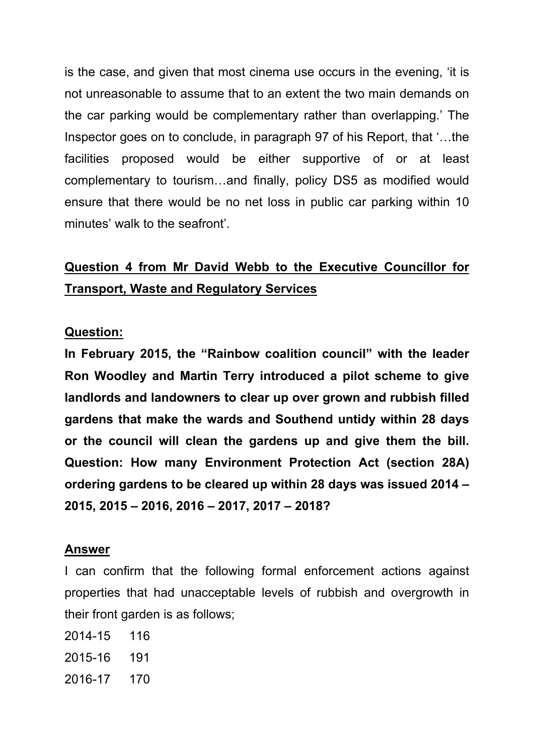is the case, and given that most cinema use occurs in the evening, 'it is not unreasonable to assume that to an extent the two main demands on the car parking would be complementary rather than overlapping.' The Inspector goes on to conclude, in paragraph 97 of his Report, that '…the facilities proposed would be either supportive of or at least complementary to tourism…and finally, policy DS5 as modified would ensure that there would be no net loss in public car parking within 10 minutes' walk to the seafront'.

**<u>Question 4 from Mr David Webb to the Executive Councillor for Transport, Waste and Regulatory Services</u>**

**<u>Question:</u>**

**In February 2015, the "Rainbow coalition council" with the leader Ron Woodley and Martin Terry introduced a pilot scheme to give landlords and landowners to clear up over grown and rubbish filled gardens that make the wards and Southend untidy within 28 days or the council will clean the gardens up and give them the bill. Question: How many Environment Protection Act (section 28A) ordering gardens to be cleared up within 28 days was issued 2014 – 2015, 2015 – 2016, 2016 – 2017, 2017 – 2018?**

**<u>Answer</u>**

I can confirm that the following formal enforcement actions against properties that had unacceptable levels of rubbish and overgrowth in their front garden is as follows;

2014-15 116

2015-16 191

2016-17 170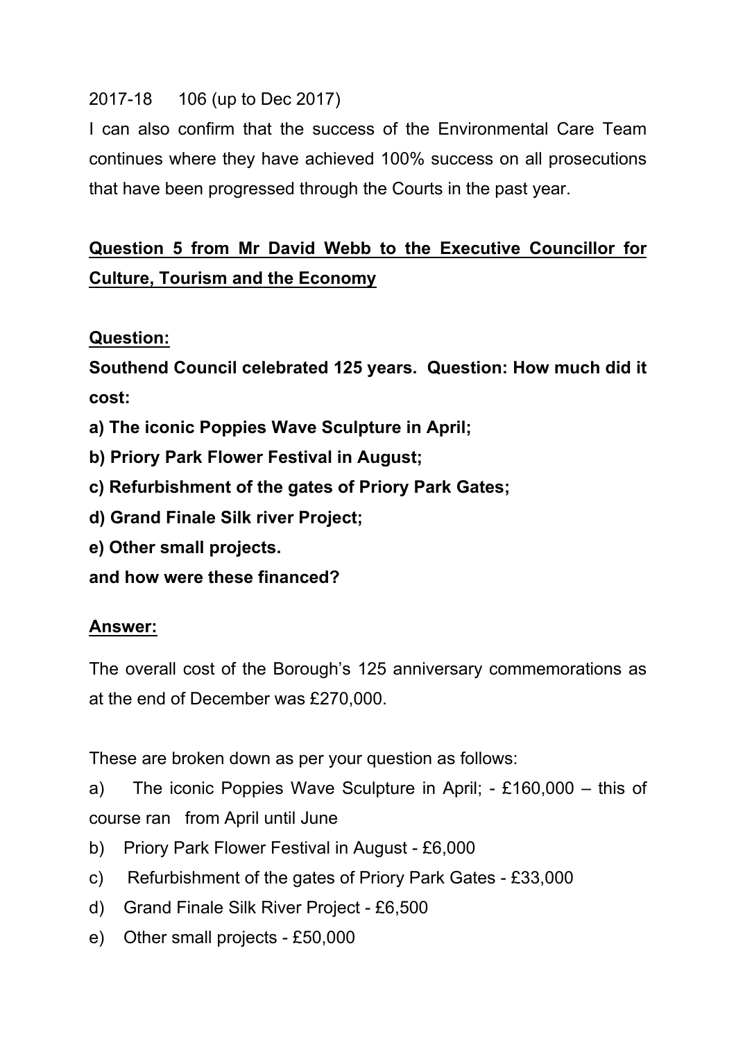2017-18 106 (up to Dec 2017)

I can also confirm that the success of the Environmental Care Team continues where they have achieved 100% success on all prosecutions that have been progressed through the Courts in the past year.

**Question 5 from Mr David Webb to the Executive Councillor for Culture, Tourism and the Economy**

**Question:**

**Southend Council celebrated 125 years. Question: How much did it cost:**

**a) The iconic Poppies Wave Sculpture in April;**

**b) Priory Park Flower Festival in August;**

**c) Refurbishment of the gates of Priory Park Gates;**

**d) Grand Finale Silk river Project;**

**e) Other small projects.**

**and how were these financed?**

**Answer:**

The overall cost of the Borough's 125 anniversary commemorations as at the end of December was £270,000.

These are broken down as per your question as follows:

a) The iconic Poppies Wave Sculpture in April; - £160,000 – this of course ran from April until June

b) Priory Park Flower Festival in August - £6,000

c) Refurbishment of the gates of Priory Park Gates - £33,000

d) Grand Finale Silk River Project - £6,500

e) Other small projects - £50,000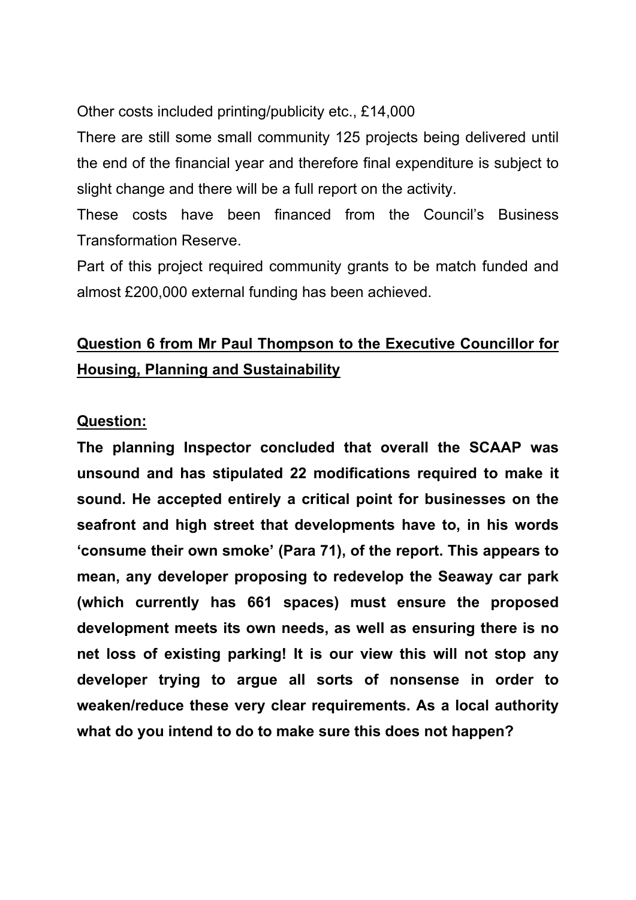Other costs included printing/publicity etc., £14,000

There are still some small community 125 projects being delivered until the end of the financial year and therefore final expenditure is subject to slight change and there will be a full report on the activity.

These costs have been financed from the Council's Business Transformation Reserve.

Part of this project required community grants to be match funded and almost £200,000 external funding has been achieved.

## <u>Question 6 from Mr Paul Thompson to the Executive Councillor for Housing, Planning and Sustainability</u>

**<u>Question:</u>**

**The planning Inspector concluded that overall the SCAAP was unsound and has stipulated 22 modifications required to make it sound. He accepted entirely a critical point for businesses on the seafront and high street that developments have to, in his words 'consume their own smoke' (Para 71), of the report. This appears to mean, any developer proposing to redevelop the Seaway car park (which currently has 661 spaces) must ensure the proposed development meets its own needs, as well as ensuring there is no net loss of existing parking! It is our view this will not stop any developer trying to argue all sorts of nonsense in order to weaken/reduce these very clear requirements. As a local authority what do you intend to do to make sure this does not happen?**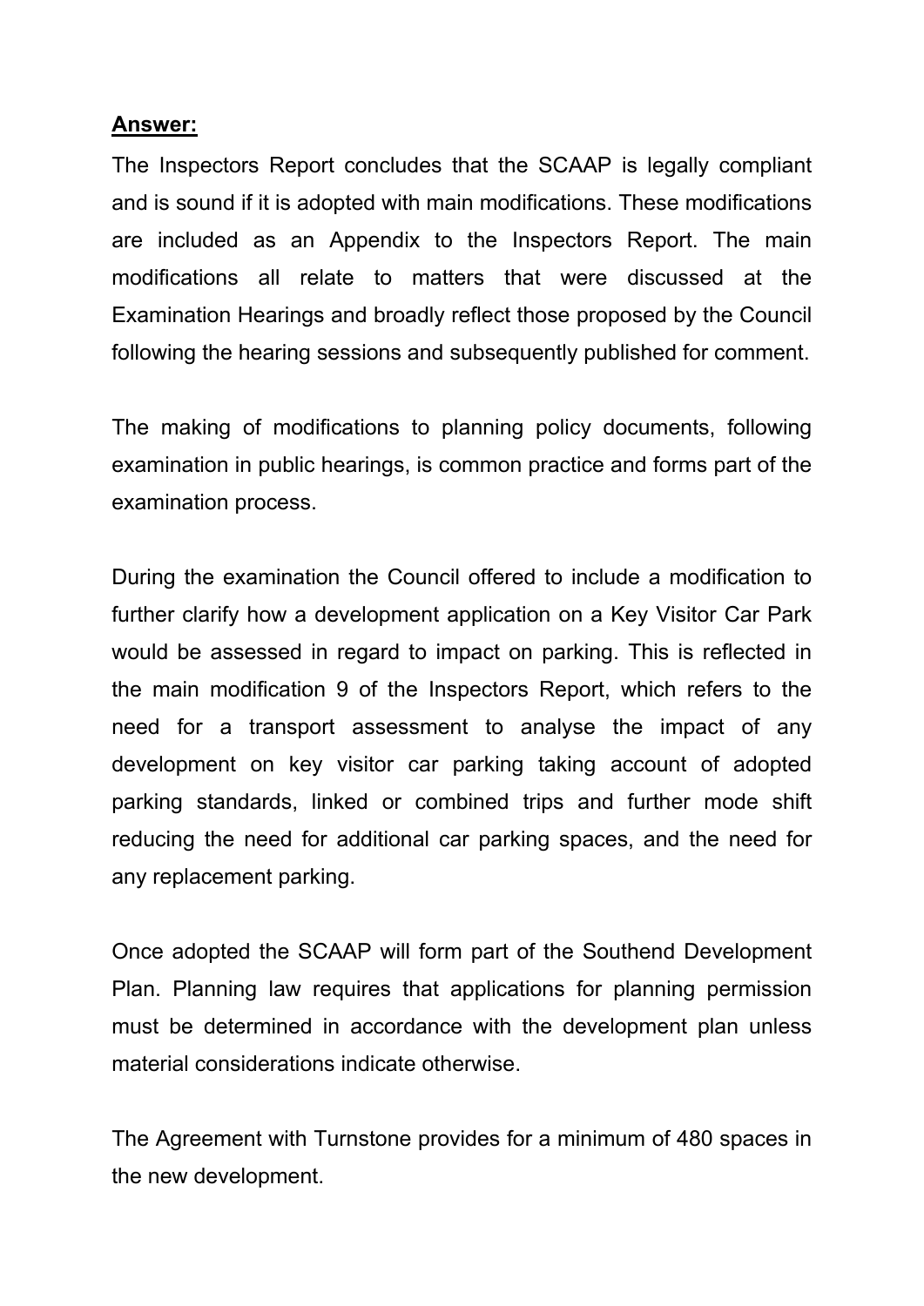**Answer:**

The Inspectors Report concludes that the SCAAP is legally compliant and is sound if it is adopted with main modifications. These modifications are included as an Appendix to the Inspectors Report. The main modifications all relate to matters that were discussed at the Examination Hearings and broadly reflect those proposed by the Council following the hearing sessions and subsequently published for comment.

The making of modifications to planning policy documents, following examination in public hearings, is common practice and forms part of the examination process.

During the examination the Council offered to include a modification to further clarify how a development application on a Key Visitor Car Park would be assessed in regard to impact on parking. This is reflected in the main modification 9 of the Inspectors Report, which refers to the need for a transport assessment to analyse the impact of any development on key visitor car parking taking account of adopted parking standards, linked or combined trips and further mode shift reducing the need for additional car parking spaces, and the need for any replacement parking.

Once adopted the SCAAP will form part of the Southend Development Plan. Planning law requires that applications for planning permission must be determined in accordance with the development plan unless material considerations indicate otherwise.

The Agreement with Turnstone provides for a minimum of 480 spaces in the new development.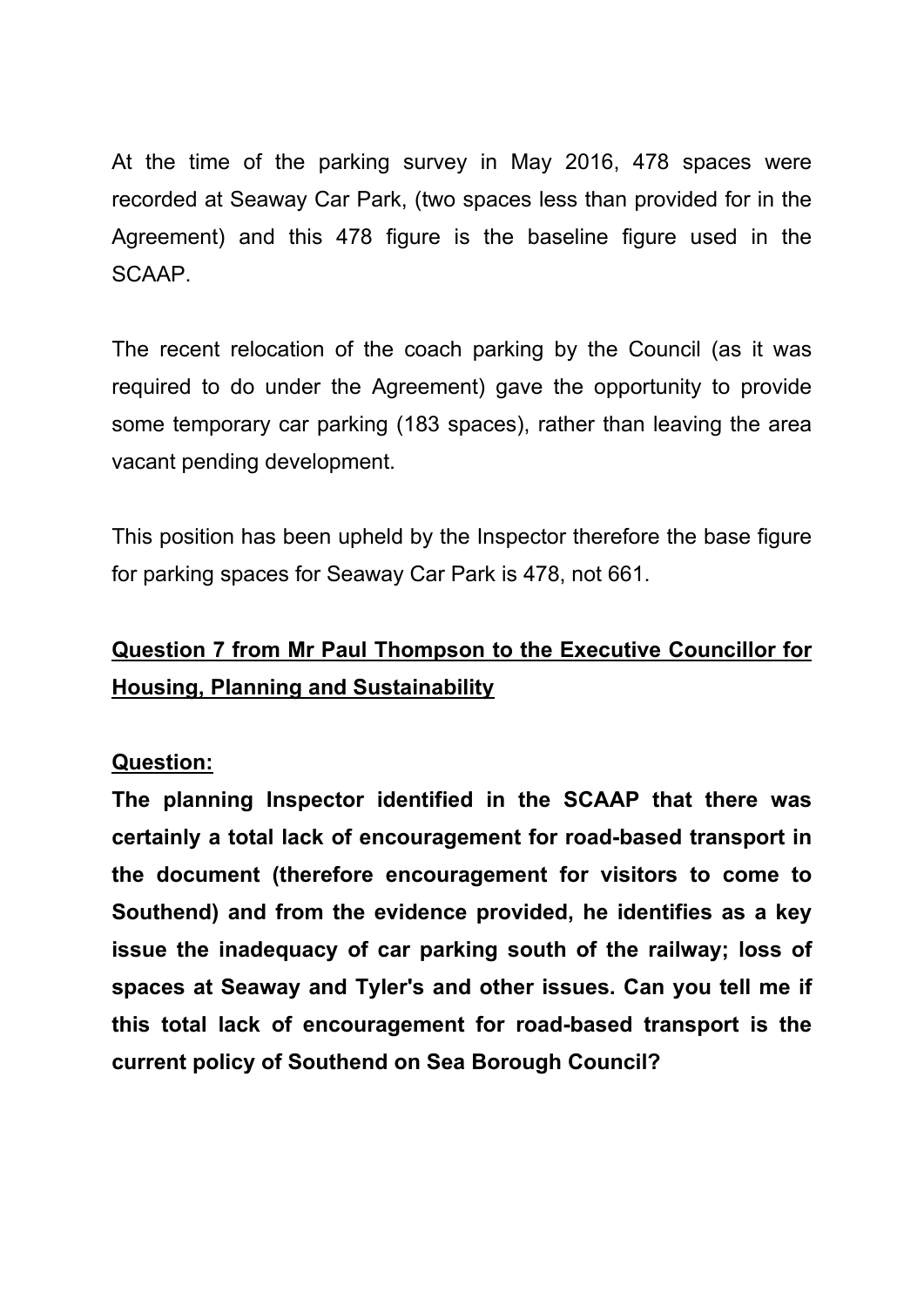At the time of the parking survey in May 2016, 478 spaces were recorded at Seaway Car Park, (two spaces less than provided for in the Agreement) and this 478 figure is the baseline figure used in the SCAAP.

The recent relocation of the coach parking by the Council (as it was required to do under the Agreement) gave the opportunity to provide some temporary car parking (183 spaces), rather than leaving the area vacant pending development.

This position has been upheld by the Inspector therefore the base figure for parking spaces for Seaway Car Park is 478, not 661.

## Question 7 from Mr Paul Thompson to the Executive Councillor for Housing, Planning and Sustainability

**Question:**

**The planning Inspector identified in the SCAAP that there was certainly a total lack of encouragement for road-based transport in the document (therefore encouragement for visitors to come to Southend) and from the evidence provided, he identifies as a key issue the inadequacy of car parking south of the railway; loss of spaces at Seaway and Tyler's and other issues. Can you tell me if this total lack of encouragement for road-based transport is the current policy of Southend on Sea Borough Council?**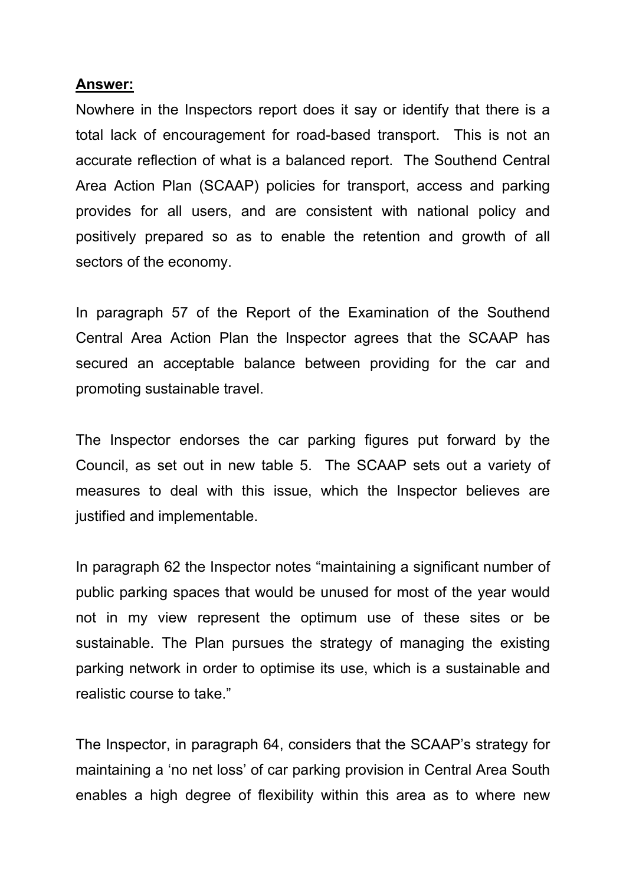**Answer:**

Nowhere in the Inspectors report does it say or identify that there is a total lack of encouragement for road-based transport. This is not an accurate reflection of what is a balanced report. The Southend Central Area Action Plan (SCAAP) policies for transport, access and parking provides for all users, and are consistent with national policy and positively prepared so as to enable the retention and growth of all sectors of the economy.

In paragraph 57 of the Report of the Examination of the Southend Central Area Action Plan the Inspector agrees that the SCAAP has secured an acceptable balance between providing for the car and promoting sustainable travel.

The Inspector endorses the car parking figures put forward by the Council, as set out in new table 5. The SCAAP sets out a variety of measures to deal with this issue, which the Inspector believes are justified and implementable.

In paragraph 62 the Inspector notes "maintaining a significant number of public parking spaces that would be unused for most of the year would not in my view represent the optimum use of these sites or be sustainable. The Plan pursues the strategy of managing the existing parking network in order to optimise its use, which is a sustainable and realistic course to take."

The Inspector, in paragraph 64, considers that the SCAAP's strategy for maintaining a 'no net loss' of car parking provision in Central Area South enables a high degree of flexibility within this area as to where new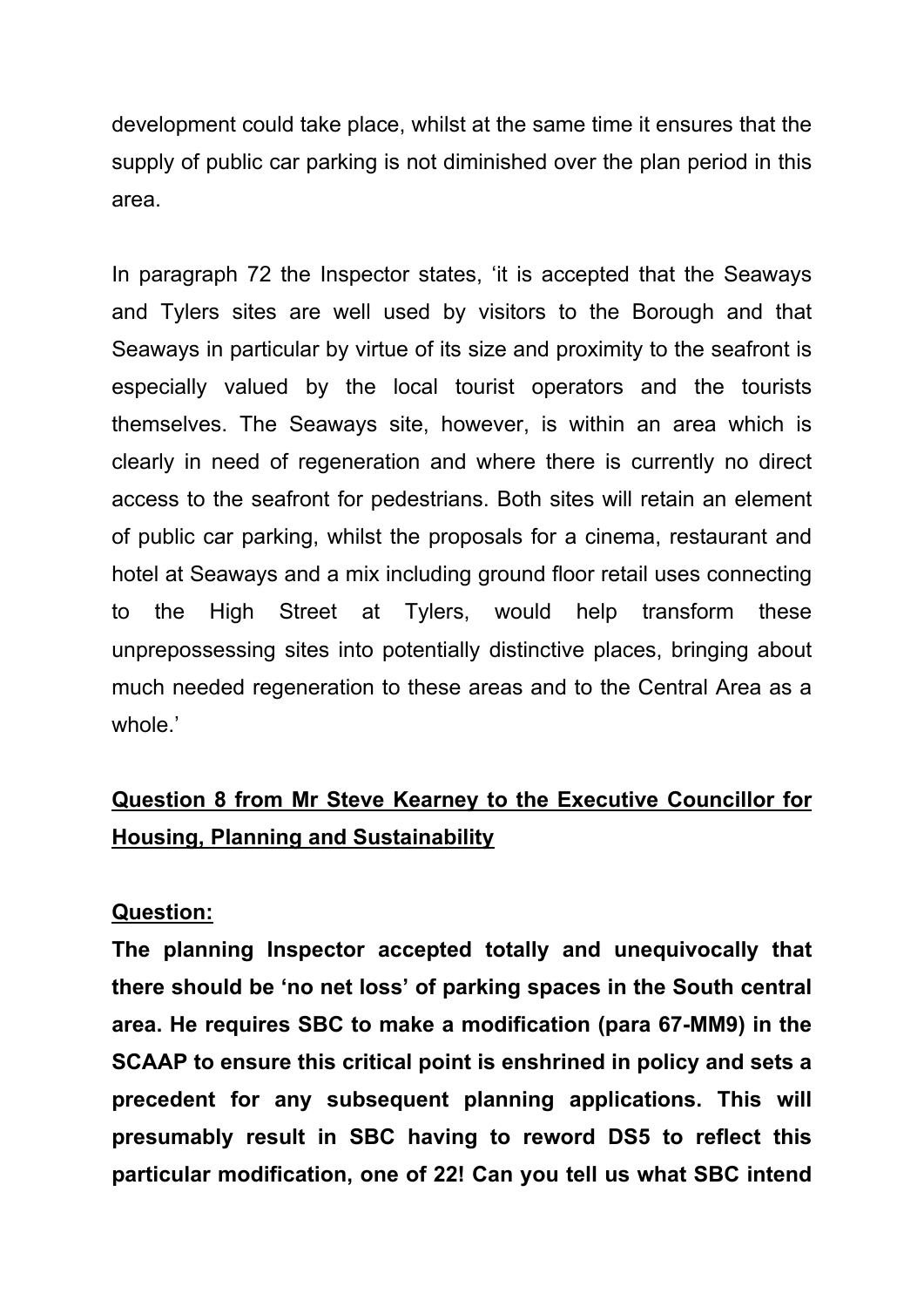development could take place, whilst at the same time it ensures that the supply of public car parking is not diminished over the plan period in this area.

In paragraph 72 the Inspector states, 'it is accepted that the Seaways and Tylers sites are well used by visitors to the Borough and that Seaways in particular by virtue of its size and proximity to the seafront is especially valued by the local tourist operators and the tourists themselves. The Seaways site, however, is within an area which is clearly in need of regeneration and where there is currently no direct access to the seafront for pedestrians. Both sites will retain an element of public car parking, whilst the proposals for a cinema, restaurant and hotel at Seaways and a mix including ground floor retail uses connecting to the High Street at Tylers, would help transform these unprepossessing sites into potentially distinctive places, bringing about much needed regeneration to these areas and to the Central Area as a whole.'

**Question 8 from Mr Steve Kearney to the Executive Councillor for Housing, Planning and Sustainability**

**Question:**

**The planning Inspector accepted totally and unequivocally that there should be 'no net loss' of parking spaces in the South central area. He requires SBC to make a modification (para 67-MM9) in the SCAAP to ensure this critical point is enshrined in policy and sets a precedent for any subsequent planning applications. This will presumably result in SBC having to reword DS5 to reflect this particular modification, one of 22! Can you tell us what SBC intend**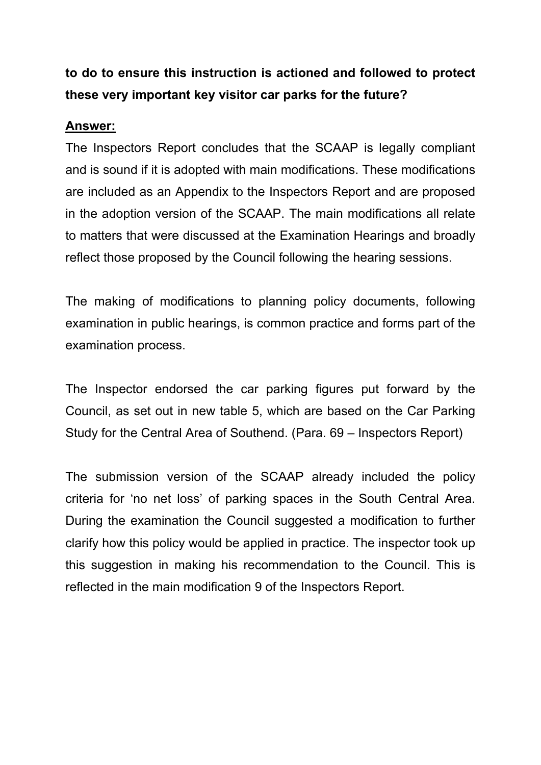**to do to ensure this instruction is actioned and followed to protect these very important key visitor car parks for the future?**

**Answer:**

The Inspectors Report concludes that the SCAAP is legally compliant and is sound if it is adopted with main modifications. These modifications are included as an Appendix to the Inspectors Report and are proposed in the adoption version of the SCAAP. The main modifications all relate to matters that were discussed at the Examination Hearings and broadly reflect those proposed by the Council following the hearing sessions.

The making of modifications to planning policy documents, following examination in public hearings, is common practice and forms part of the examination process.

The Inspector endorsed the car parking figures put forward by the Council, as set out in new table 5, which are based on the Car Parking Study for the Central Area of Southend. (Para. 69 – Inspectors Report)

The submission version of the SCAAP already included the policy criteria for 'no net loss' of parking spaces in the South Central Area. During the examination the Council suggested a modification to further clarify how this policy would be applied in practice. The inspector took up this suggestion in making his recommendation to the Council. This is reflected in the main modification 9 of the Inspectors Report.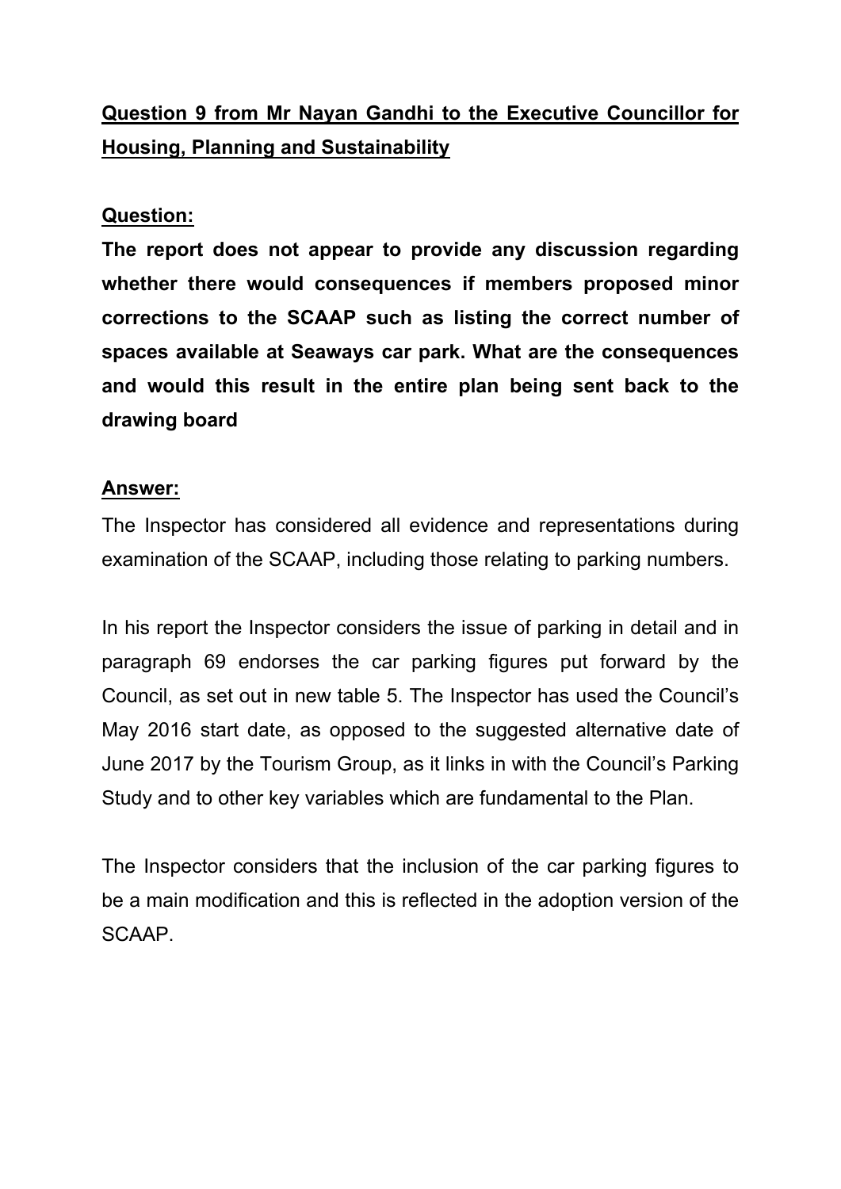**<u>Question 9 from Mr Nayan Gandhi to the Executive Councillor for Housing, Planning and Sustainability</u>**

**<u>Question:</u>**

**The report does not appear to provide any discussion regarding whether there would consequences if members proposed minor corrections to the SCAAP such as listing the correct number of spaces available at Seaways car park. What are the consequences and would this result in the entire plan being sent back to the drawing board**

**<u>Answer:</u>**

The Inspector has considered all evidence and representations during examination of the SCAAP, including those relating to parking numbers.

In his report the Inspector considers the issue of parking in detail and in paragraph 69 endorses the car parking figures put forward by the Council, as set out in new table 5. The Inspector has used the Council's May 2016 start date, as opposed to the suggested alternative date of June 2017 by the Tourism Group, as it links in with the Council's Parking Study and to other key variables which are fundamental to the Plan.

The Inspector considers that the inclusion of the car parking figures to be a main modification and this is reflected in the adoption version of the SCAAP.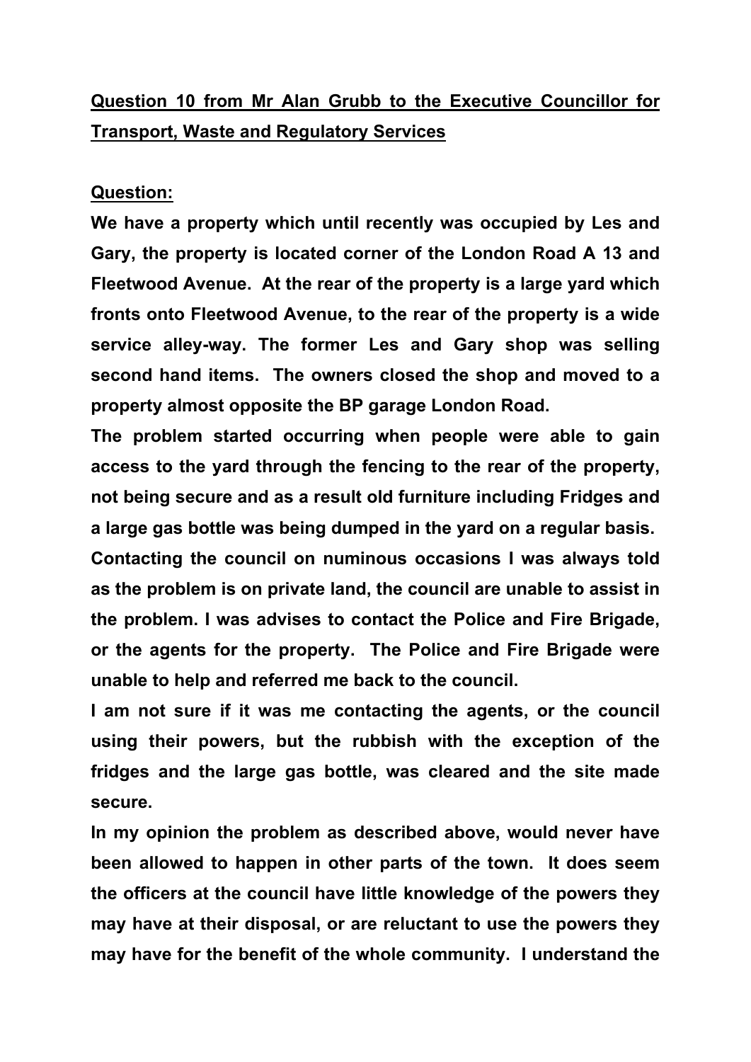**Question 10 from Mr Alan Grubb to the Executive Councillor for Transport, Waste and Regulatory Services**

**Question:**

**We have a property which until recently was occupied by Les and Gary, the property is located corner of the London Road A 13 and Fleetwood Avenue. At the rear of the property is a large yard which fronts onto Fleetwood Avenue, to the rear of the property is a wide service alley-way. The former Les and Gary shop was selling second hand items. The owners closed the shop and moved to a property almost opposite the BP garage London Road.**

**The problem started occurring when people were able to gain access to the yard through the fencing to the rear of the property, not being secure and as a result old furniture including Fridges and a large gas bottle was being dumped in the yard on a regular basis.**

**Contacting the council on numinous occasions I was always told as the problem is on private land, the council are unable to assist in the problem. I was advises to contact the Police and Fire Brigade, or the agents for the property. The Police and Fire Brigade were unable to help and referred me back to the council.**

**I am not sure if it was me contacting the agents, or the council using their powers, but the rubbish with the exception of the fridges and the large gas bottle, was cleared and the site made secure.**

**In my opinion the problem as described above, would never have been allowed to happen in other parts of the town. It does seem the officers at the council have little knowledge of the powers they may have at their disposal, or are reluctant to use the powers they may have for the benefit of the whole community. I understand the**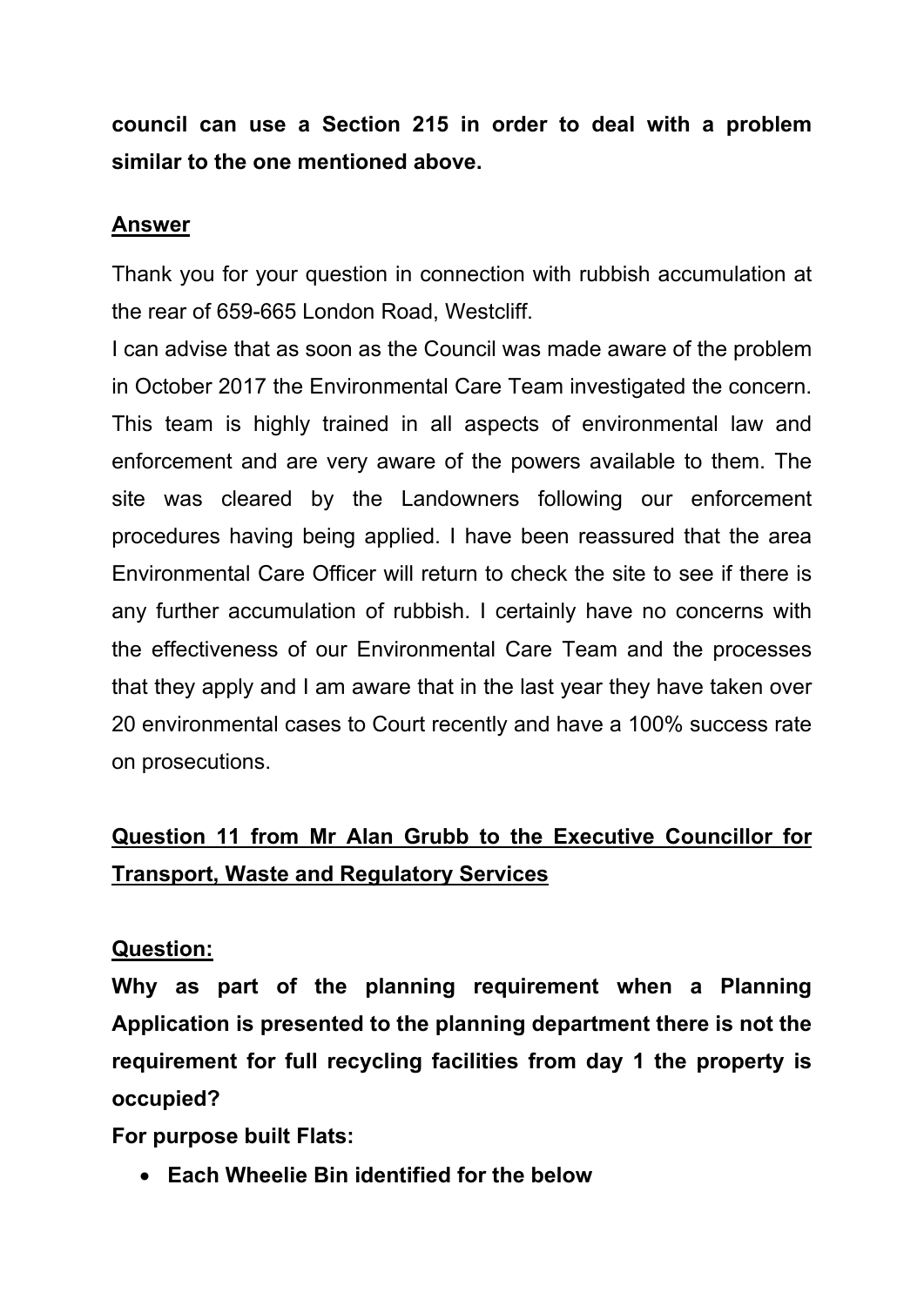**council can use a Section 215 in order to deal with a problem similar to the one mentioned above.**

**<u>Answer</u>**

Thank you for your question in connection with rubbish accumulation at the rear of 659-665 London Road, Westcliff.

I can advise that as soon as the Council was made aware of the problem in October 2017 the Environmental Care Team investigated the concern. This team is highly trained in all aspects of environmental law and enforcement and are very aware of the powers available to them. The site was cleared by the Landowners following our enforcement procedures having being applied. I have been reassured that the area Environmental Care Officer will return to check the site to see if there is any further accumulation of rubbish. I certainly have no concerns with the effectiveness of our Environmental Care Team and the processes that they apply and I am aware that in the last year they have taken over 20 environmental cases to Court recently and have a 100% success rate on prosecutions.

## <u>Question 11 from Mr Alan Grubb to the Executive Councillor for Transport, Waste and Regulatory Services</u>

**<u>Question:</u>**

**Why as part of the planning requirement when a Planning Application is presented to the planning department there is not the requirement for full recycling facilities from day 1 the property is occupied?**

**For purpose built Flats:**

- **Each Wheelie Bin identified for the below**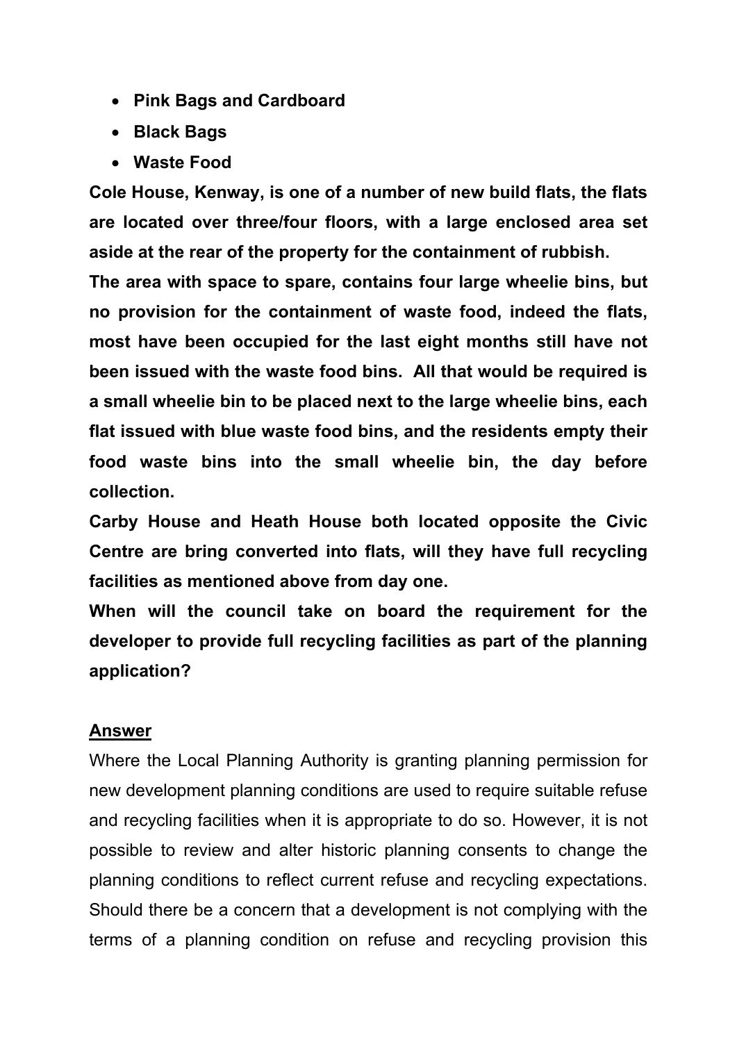- **Pink Bags and Cardboard**
- **Black Bags**
- **Waste Food**

**Cole House, Kenway, is one of a number of new build flats, the flats are located over three/four floors, with a large enclosed area set aside at the rear of the property for the containment of rubbish.**

**The area with space to spare, contains four large wheelie bins, but no provision for the containment of waste food, indeed the flats, most have been occupied for the last eight months still have not been issued with the waste food bins. All that would be required is a small wheelie bin to be placed next to the large wheelie bins, each flat issued with blue waste food bins, and the residents empty their food waste bins into the small wheelie bin, the day before collection.**

**Carby House and Heath House both located opposite the Civic Centre are bring converted into flats, will they have full recycling facilities as mentioned above from day one.**

**When will the council take on board the requirement for the developer to provide full recycling facilities as part of the planning application?**

**<u>Answer</u>**

Where the Local Planning Authority is granting planning permission for new development planning conditions are used to require suitable refuse and recycling facilities when it is appropriate to do so. However, it is not possible to review and alter historic planning consents to change the planning conditions to reflect current refuse and recycling expectations. Should there be a concern that a development is not complying with the terms of a planning condition on refuse and recycling provision this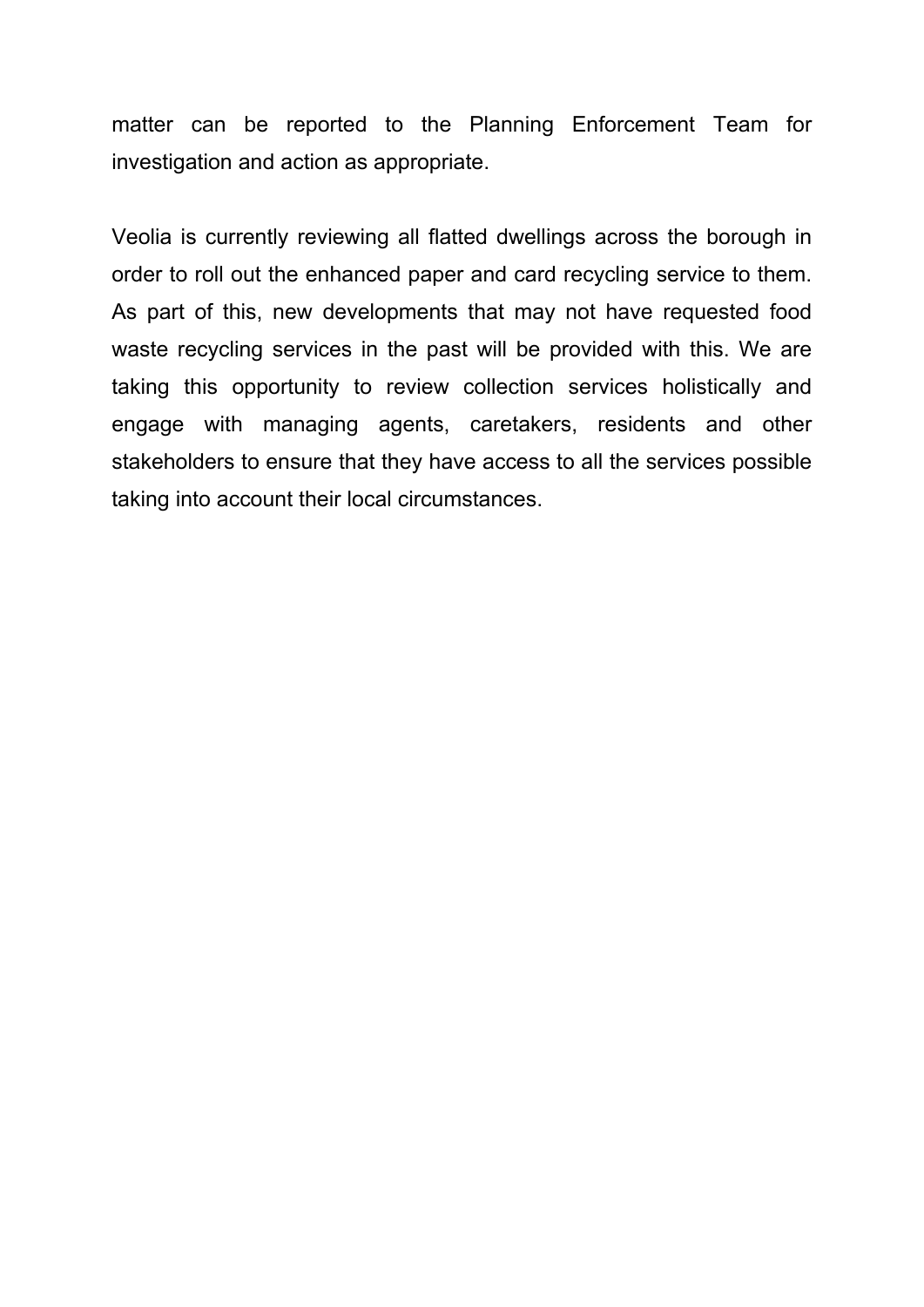matter can be reported to the Planning Enforcement Team for investigation and action as appropriate.

Veolia is currently reviewing all flatted dwellings across the borough in order to roll out the enhanced paper and card recycling service to them. As part of this, new developments that may not have requested food waste recycling services in the past will be provided with this. We are taking this opportunity to review collection services holistically and engage with managing agents, caretakers, residents and other stakeholders to ensure that they have access to all the services possible taking into account their local circumstances.